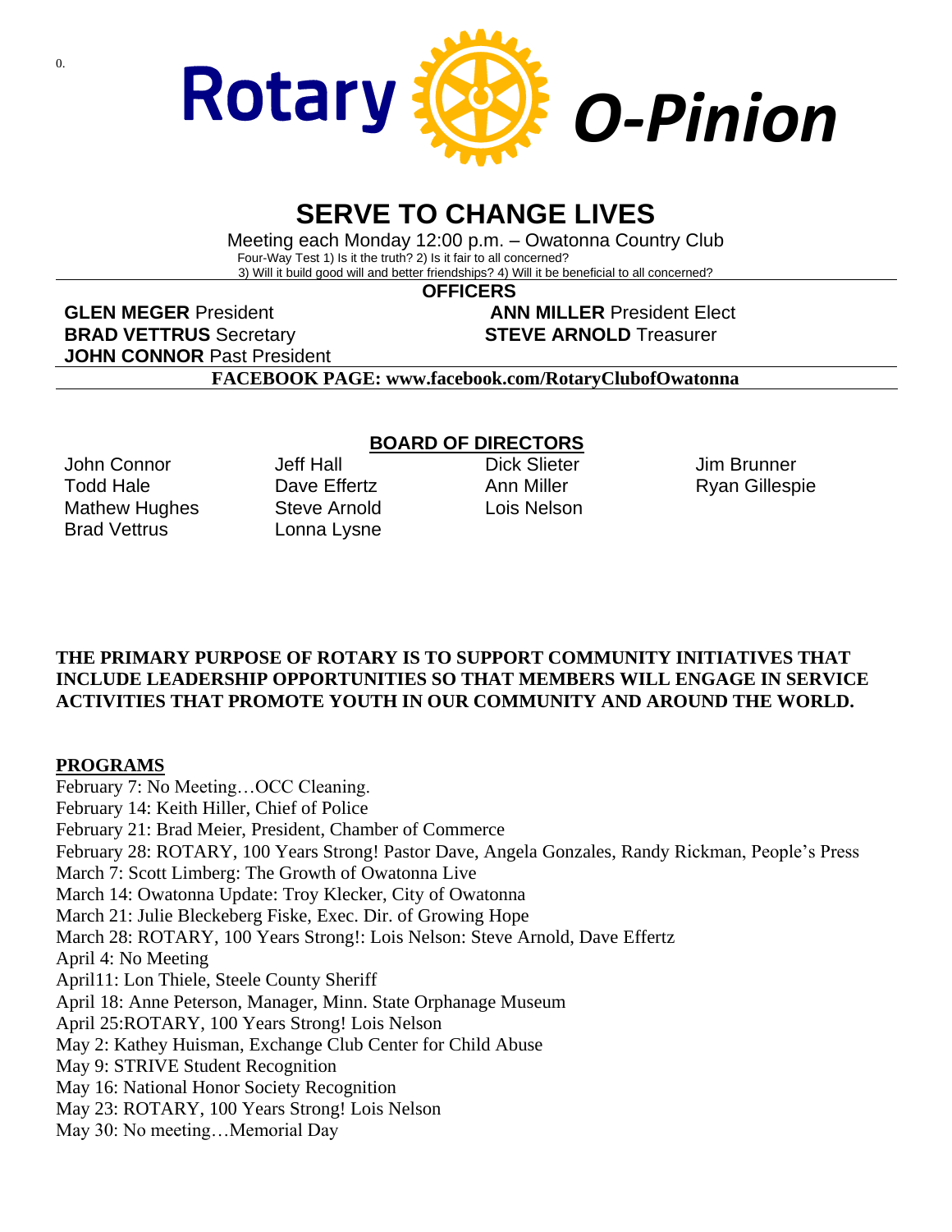# Rotary O-Pinion

## SERVE TO CHANGE LIVES

Meeting each Monday 12:00 p.m. – Owatonna Country Club

Four-Way Test 1) Is it the truth? 2) Is it fair to all concerned?
3) Will it build good will and better friendships? 4) Will it be beneficial to all concerned?

**OFFICERS**

**GLEN MEGER** President
**ANN MILLER** President Elect
**BRAD VETTRUS** Secretary
**STEVE ARNOLD** Treasurer
**JOHN CONNOR** Past President

**FACEBOOK PAGE: www.facebook.com/RotaryClubofOwatonna**

**BOARD OF DIRECTORS**

John Connor
Todd Hale
Mathew Hughes
Brad Vettrus
Jeff Hall
Dave Effertz
Steve Arnold
Lonna Lysne
Dick Slieter
Ann Miller
Lois Nelson
Jim Brunner
Ryan Gillespie

**THE PRIMARY PURPOSE OF ROTARY IS TO SUPPORT COMMUNITY INITIATIVES THAT INCLUDE LEADERSHIP OPPORTUNITIES SO THAT MEMBERS WILL ENGAGE IN SERVICE ACTIVITIES THAT PROMOTE YOUTH IN OUR COMMUNITY AND AROUND THE WORLD.**

**PROGRAMS**

February 7: No Meeting…OCC Cleaning.
February 14: Keith Hiller, Chief of Police
February 21: Brad Meier, President, Chamber of Commerce
February 28: ROTARY, 100 Years Strong! Pastor Dave, Angela Gonzales, Randy Rickman, People's Press
March 7: Scott Limberg: The Growth of Owatonna Live
March 14: Owatonna Update: Troy Klecker, City of Owatonna
March 21: Julie Bleckeberg Fiske, Exec. Dir. of Growing Hope
March 28: ROTARY, 100 Years Strong!: Lois Nelson: Steve Arnold, Dave Effertz
April 4: No Meeting
April11: Lon Thiele, Steele County Sheriff
April 18: Anne Peterson, Manager, Minn. State Orphanage Museum
April 25:ROTARY, 100 Years Strong! Lois Nelson
May 2: Kathey Huisman, Exchange Club Center for Child Abuse
May 9: STRIVE Student Recognition
May 16: National Honor Society Recognition
May 23: ROTARY, 100 Years Strong! Lois Nelson
May 30: No meeting…Memorial Day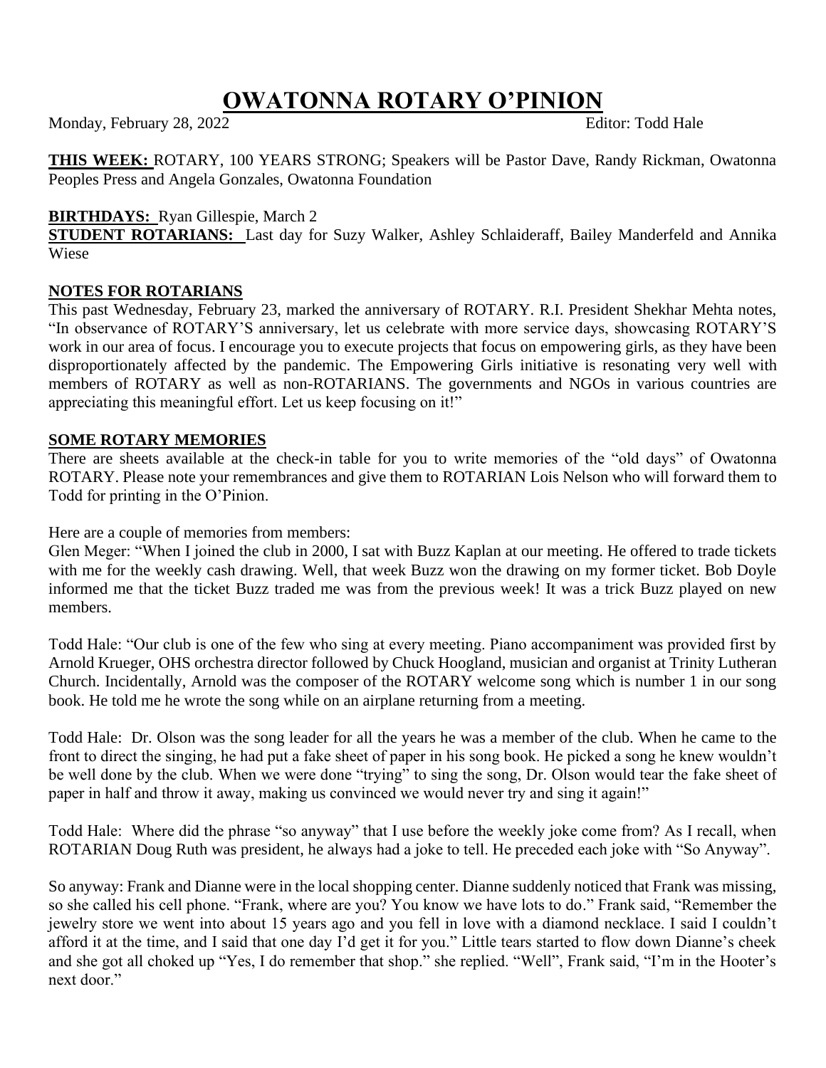# OWATONNA ROTARY O'PINION

Monday, February 28, 2022 Editor: Todd Hale

**THIS WEEK:** ROTARY, 100 YEARS STRONG; Speakers will be Pastor Dave, Randy Rickman, Owatonna Peoples Press and Angela Gonzales, Owatonna Foundation

**BIRTHDAYS:** Ryan Gillespie, March 2

**STUDENT ROTARIANS:** Last day for Suzy Walker, Ashley Schlaideraff, Bailey Manderfeld and Annika Wiese

## NOTES FOR ROTARIANS

This past Wednesday, February 23, marked the anniversary of ROTARY. R.I. President Shekhar Mehta notes, "In observance of ROTARY'S anniversary, let us celebrate with more service days, showcasing ROTARY'S work in our area of focus. I encourage you to execute projects that focus on empowering girls, as they have been disproportionately affected by the pandemic. The Empowering Girls initiative is resonating very well with members of ROTARY as well as non-ROTARIANS. The governments and NGOs in various countries are appreciating this meaningful effort. Let us keep focusing on it!"

## SOME ROTARY MEMORIES

There are sheets available at the check-in table for you to write memories of the "old days" of Owatonna ROTARY. Please note your remembrances and give them to ROTARIAN Lois Nelson who will forward them to Todd for printing in the O'Pinion.

Here are a couple of memories from members:

Glen Meger: "When I joined the club in 2000, I sat with Buzz Kaplan at our meeting. He offered to trade tickets with me for the weekly cash drawing. Well, that week Buzz won the drawing on my former ticket. Bob Doyle informed me that the ticket Buzz traded me was from the previous week! It was a trick Buzz played on new members.

Todd Hale: "Our club is one of the few who sing at every meeting. Piano accompaniment was provided first by Arnold Krueger, OHS orchestra director followed by Chuck Hoogland, musician and organist at Trinity Lutheran Church. Incidentally, Arnold was the composer of the ROTARY welcome song which is number 1 in our song book. He told me he wrote the song while on an airplane returning from a meeting.

Todd Hale: Dr. Olson was the song leader for all the years he was a member of the club. When he came to the front to direct the singing, he had put a fake sheet of paper in his song book. He picked a song he knew wouldn't be well done by the club. When we were done "trying" to sing the song, Dr. Olson would tear the fake sheet of paper in half and throw it away, making us convinced we would never try and sing it again!"

Todd Hale: Where did the phrase "so anyway" that I use before the weekly joke come from? As I recall, when ROTARIAN Doug Ruth was president, he always had a joke to tell. He preceded each joke with "So Anyway".

So anyway: Frank and Dianne were in the local shopping center. Dianne suddenly noticed that Frank was missing, so she called his cell phone. "Frank, where are you? You know we have lots to do." Frank said, "Remember the jewelry store we went into about 15 years ago and you fell in love with a diamond necklace. I said I couldn't afford it at the time, and I said that one day I'd get it for you." Little tears started to flow down Dianne's cheek and she got all choked up "Yes, I do remember that shop." she replied. "Well", Frank said, "I'm in the Hooter's next door."